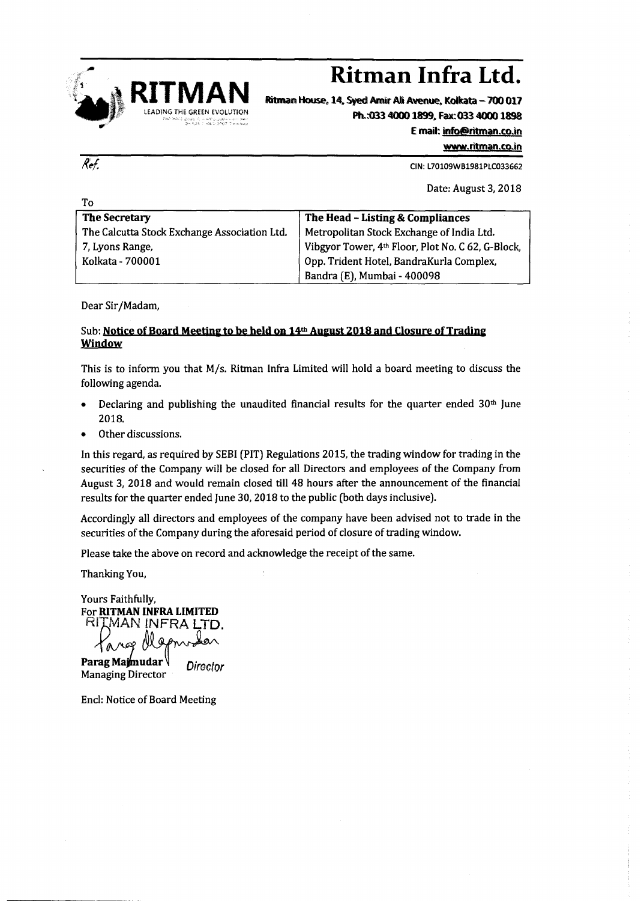# Ritman Infra Ltd.

**RITMAN**
LEADING THE GREEN EVOLUTION

**Ritman House, 14, Syed Amir Ali Avenue, Kolkata – 700 017**
**Ph.:033 4000 1899, Fax:033 4000 1898**
**E mail: info@ritman.co.in**
**www.ritman.co.in**

Ref.

CIN: L70109WB1981PLC033662

Date: August 3, 2018

To

| The Secretary | The Head – Listing & Compliances |
|---|---|
| The Calcutta Stock Exchange Association Ltd. | Metropolitan Stock Exchange of India Ltd. |
| 7, Lyons Range, | Vibgyor Tower, 4th Floor, Plot No. C 62, G-Block, |
| Kolkata - 700001 | Opp. Trident Hotel, BandraKurla Complex, |
| | Bandra (E), Mumbai - 400098 |

Dear Sir/Madam,

Sub: **Notice of Board Meeting to be held on 14th August 2018 and Closure of Trading Window**

This is to inform you that M/s. Ritman Infra Limited will hold a board meeting to discuss the following agenda.

- Declaring and publishing the unaudited financial results for the quarter ended 30th June 2018.
- Other discussions.

In this regard, as required by SEBI (PIT) Regulations 2015, the trading window for trading in the securities of the Company will be closed for all Directors and employees of the Company from August 3, 2018 and would remain closed till 48 hours after the announcement of the financial results for the quarter ended June 30, 2018 to the public (both days inclusive).

Accordingly all directors and employees of the company have been advised not to trade in the securities of the Company during the aforesaid period of closure of trading window.

Please take the above on record and acknowledge the receipt of the same.

Thanking You,

Yours Faithfully,
For **RITMAN INFRA LIMITED**
RITMAN INFRA LTD.

**Parag Majmudar** Director
Managing Director

Encl: Notice of Board Meeting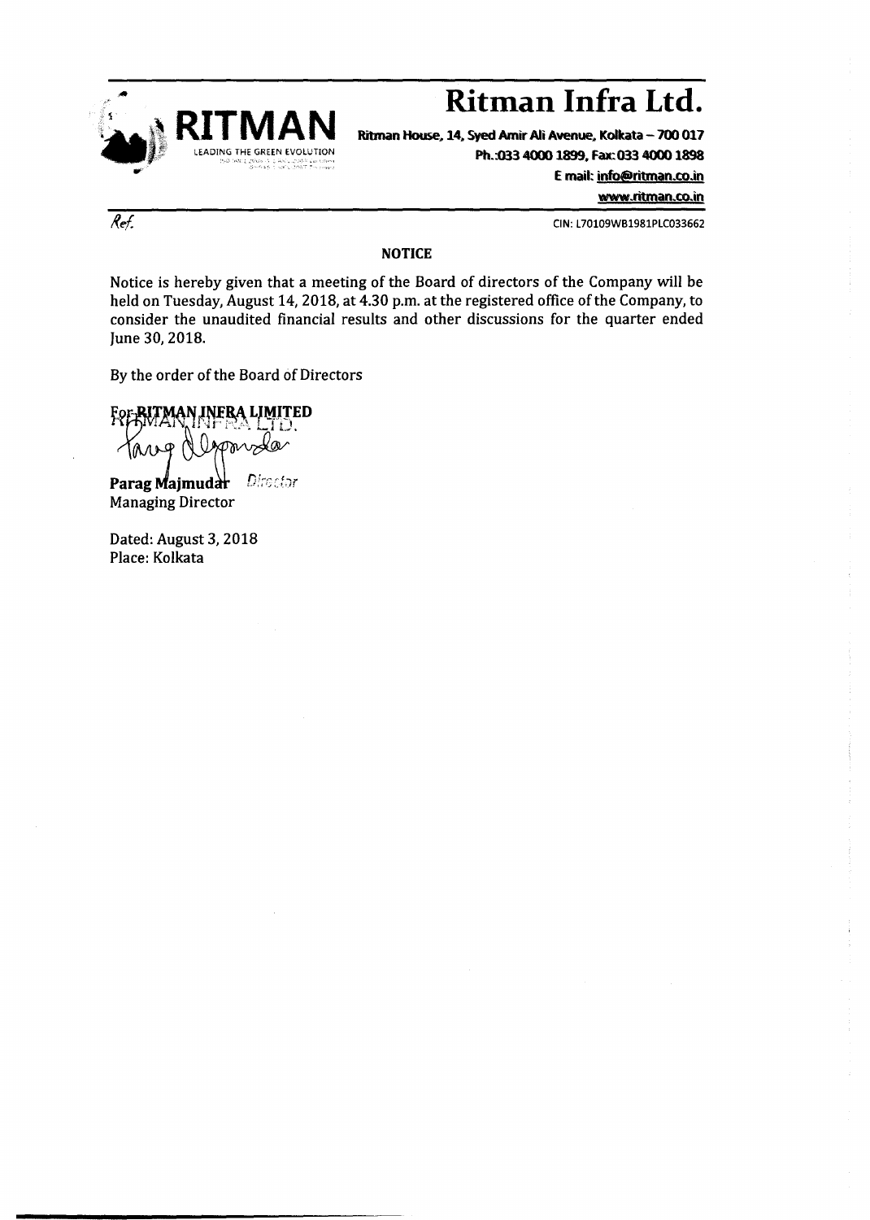# Ritman Infra Ltd.

**RITMAN**
LEADING THE GREEN EVOLUTION

Ritman House, 14, Syed Amir Ali Avenue, Kolkata – 700 017
Ph.:033 4000 1899, Fax: 033 4000 1898
E mail: info@ritman.co.in
www.ritman.co.in

Ref.

CIN: L70109WB1981PLC033662

**NOTICE**

Notice is hereby given that a meeting of the Board of directors of the Company will be held on Tuesday, August 14, 2018, at 4.30 p.m. at the registered office of the Company, to consider the unaudited financial results and other discussions for the quarter ended June 30, 2018.

By the order of the Board of Directors

For RITMAN INFRA LIMITED

**Parag Majmudar**
Managing Director

Dated: August 3, 2018
Place: Kolkata